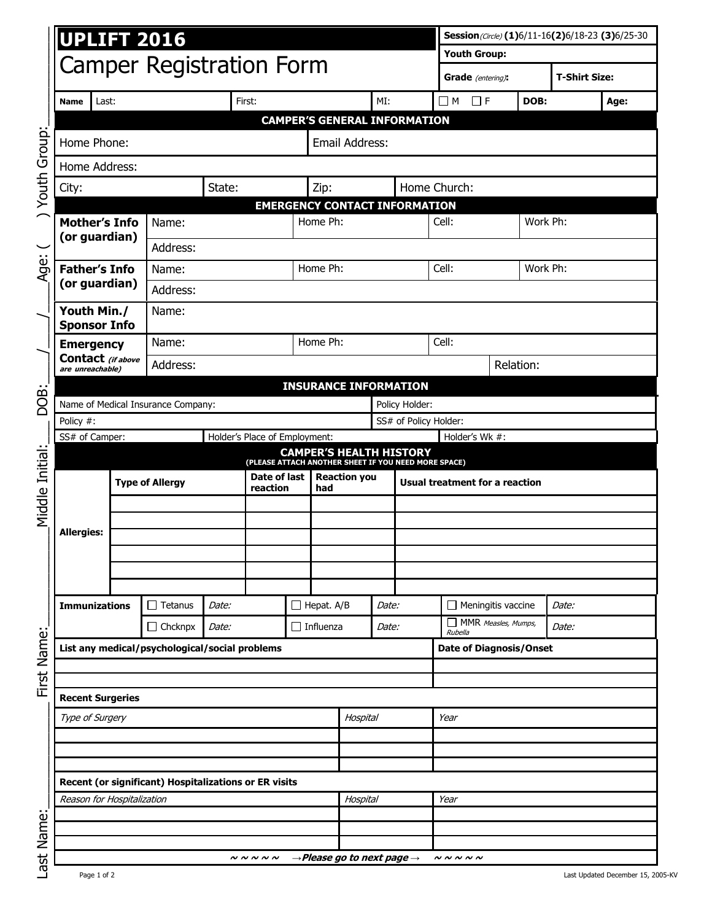# UPLIFT 2016

## Camper Registration Form

| **Session** *(Circle)* **(1)**6/11-16 **(2)**6/18-23 **(3)**6/25-30 | |
|---|---|
| **Youth Group:** | |
| **Grade** *(entering)*: | **T-Shirt Size:** |

| **Name** | Last: | First: | MI: | ☐ M ☐ F | **DOB:** | **Age:** |
|---|---|---|---|---|---|---|

### CAMPER'S GENERAL INFORMATION

| Home Phone: | | Email Address: | |
|---|---|---|---|
| Home Address: | | | |
| City: | State: | Zip: | Home Church: |

### EMERGENCY CONTACT INFORMATION

| | | | | |
|---|---|---|---|---|
| **Mother's Info (or guardian)** | Name: | Home Ph: | Cell: | Work Ph: |
| | Address: | | | |
| **Father's Info (or guardian)** | Name: | Home Ph: | Cell: | Work Ph: |
| | Address: | | | |
| **Youth Min./ Sponsor Info** | Name: | | | |
| **Emergency Contact** *(if above are unreachable)* | Name: | Home Ph: | Cell: | |
| | Address: | | | Relation: |

### INSURANCE INFORMATION

| | | |
|---|---|---|
| Name of Medical Insurance Company: | | Policy Holder: |
| Policy #: | | SS# of Policy Holder: |
| SS# of Camper: | Holder's Place of Employment: | Holder's Wk #: |

### CAMPER'S HEALTH HISTORY

**(PLEASE ATTACH ANOTHER SHEET IF YOU NEED MORE SPACE)**

| | **Type of Allergy** | **Date of last reaction** | **Reaction you had** | **Usual treatment for a reaction** |
|---|---|---|---|---|
| **Allergies:** | | | | |
| | | | | |
| | | | | |
| | | | | |
| | | | | |
| | | | | |

| **Immunizations** | | | | | | |
|---|---|---|---|---|---|---|
| ☐ Tetanus | *Date:* | ☐ Hepat. A/B | *Date:* | ☐ Meningitis vaccine | *Date:* | |
| ☐ Chcknpx | *Date:* | ☐ Influenza | *Date:* | ☐ MMR *Measles, Mumps, Rubella* | *Date:* | |

| **List any medical/psychological/social problems** | **Date of Diagnosis/Onset** |
|---|---|
| | |
| | |

**Recent Surgeries**

| *Type of Surgery* | *Hospital* | *Year* |
|---|---|---|
| | | |
| | | |
| | | |

**Recent (or significant) Hospitalizations or ER visits**

| *Reason for Hospitalization* | *Hospital* | *Year* |
|---|---|---|
| | | |
| | | |
| | | |

~ ~ ~ ~ ~ *→Please go to next page→* ~ ~ ~ ~ ~

Last Name:\_\_\_\_\_\_\_\_ First Name:\_\_\_\_\_\_\_\_ Middle Initial:\_\_\_\_ DOB:\_\_\_/\_\_\_/\_\_\_ Age: ( ) Youth Group:

Last Updated December 15, 2005-KV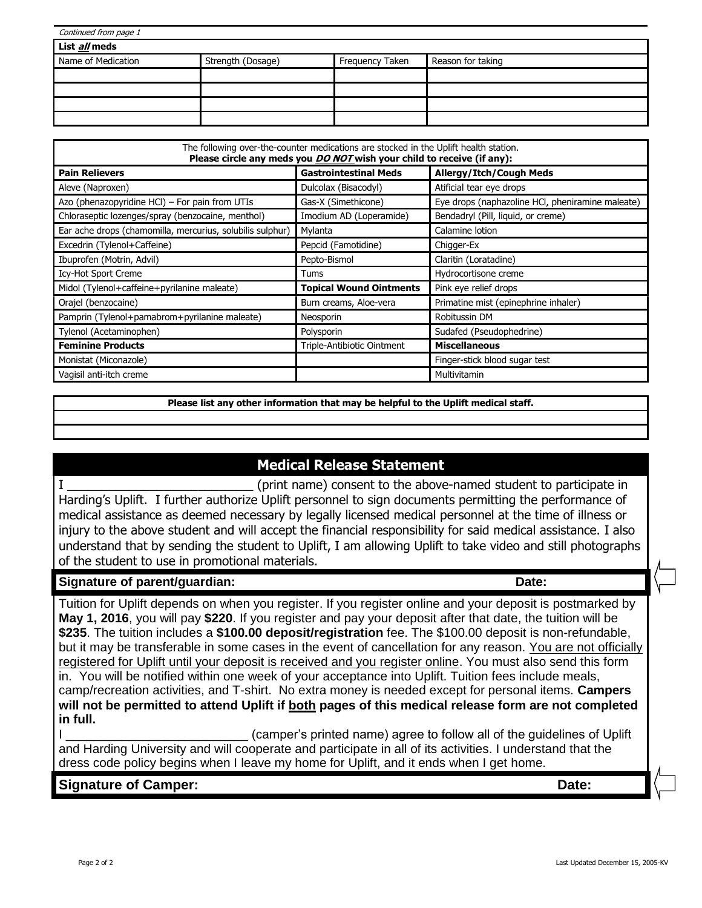*Continued from page 1*

**List *all* meds**

| Name of Medication | Strength (Dosage) | Frequency Taken | Reason for taking |
|---|---|---|---|
| | | | |
| | | | |
| | | | |
| | | | |

The following over-the-counter medications are stocked in the Uplift health station.
**Please circle any meds you *DO NOT* wish your child to receive (if any):**

| **Pain Relievers** | **Gastrointestinal Meds** | **Allergy/Itch/Cough Meds** |
|---|---|---|
| Aleve (Naproxen) | Dulcolax (Bisacodyl) | Atificial tear eye drops |
| Azo (phenazopyridine HCl) – For pain from UTIs | Gas-X (Simethicone) | Eye drops (naphazoline HCl, pheniramine maleate) |
| Chloraseptic lozenges/spray (benzocaine, menthol) | Imodium AD (Loperamide) | Bendadryl (Pill, liquid, or creme) |
| Ear ache drops (chamomilla, mercurius, solubilis sulphur) | Mylanta | Calamine lotion |
| Excedrin (Tylenol+Caffeine) | Pepcid (Famotidine) | Chigger-Ex |
| Ibuprofen (Motrin, Advil) | Pepto-Bismol | Claritin (Loratadine) |
| Icy-Hot Sport Creme | Tums | Hydrocortisone creme |
| Midol (Tylenol+caffeine+pyrilanine maleate) | **Topical Wound Ointments** | Pink eye relief drops |
| Orajel (benzocaine) | Burn creams, Aloe-vera | Primatine mist (epinephrine inhaler) |
| Pamprin (Tylenol+pamabrom+pyrilanine maleate) | Neosporin | Robitussin DM |
| Tylenol (Acetaminophen) | Polysporin | Sudafed (Pseudophedrine) |
| **Feminine Products** | Triple-Antibiotic Ointment | **Miscellaneous** |
| Monistat (Miconazole) | | Finger-stick blood sugar test |
| Vagisil anti-itch creme | | Multivitamin |

**Please list any other information that may be helpful to the Uplift medical staff.**

## Medical Release Statement

I \_\_\_\_\_\_\_\_\_\_\_\_\_\_\_\_\_\_\_\_\_\_\_\_\_\_ (print name) consent to the above-named student to participate in Harding's Uplift. I further authorize Uplift personnel to sign documents permitting the performance of medical assistance as deemed necessary by legally licensed medical personnel at the time of illness or injury to the above student and will accept the financial responsibility for said medical assistance. I also understand that by sending the student to Uplift, I am allowing Uplift to take video and still photographs of the student to use in promotional materials.

**Signature of parent/guardian:** **Date:**

Tuition for Uplift depends on when you register. If you register online and your deposit is postmarked by **May 1, 2016**, you will pay **$220**. If you register and pay your deposit after that date, the tuition will be **$235**. The tuition includes a **$100.00 deposit/registration** fee. The $100.00 deposit is non-refundable, but it may be transferable in some cases in the event of cancellation for any reason. You are not officially registered for Uplift until your deposit is received and you register online. You must also send this form in. You will be notified within one week of your acceptance into Uplift. Tuition fees include meals, camp/recreation activities, and T-shirt. No extra money is needed except for personal items. **Campers will not be permitted to attend Uplift if both pages of this medical release form are not completed in full.**

I \_\_\_\_\_\_\_\_\_\_\_\_\_\_\_\_\_\_\_\_\_\_\_\_\_\_ (camper's printed name) agree to follow all of the guidelines of Uplift and Harding University and will cooperate and participate in all of its activities. I understand that the dress code policy begins when I leave my home for Uplift, and it ends when I get home.

**Signature of Camper:** **Date:**

Last Updated December 15, 2005-KV